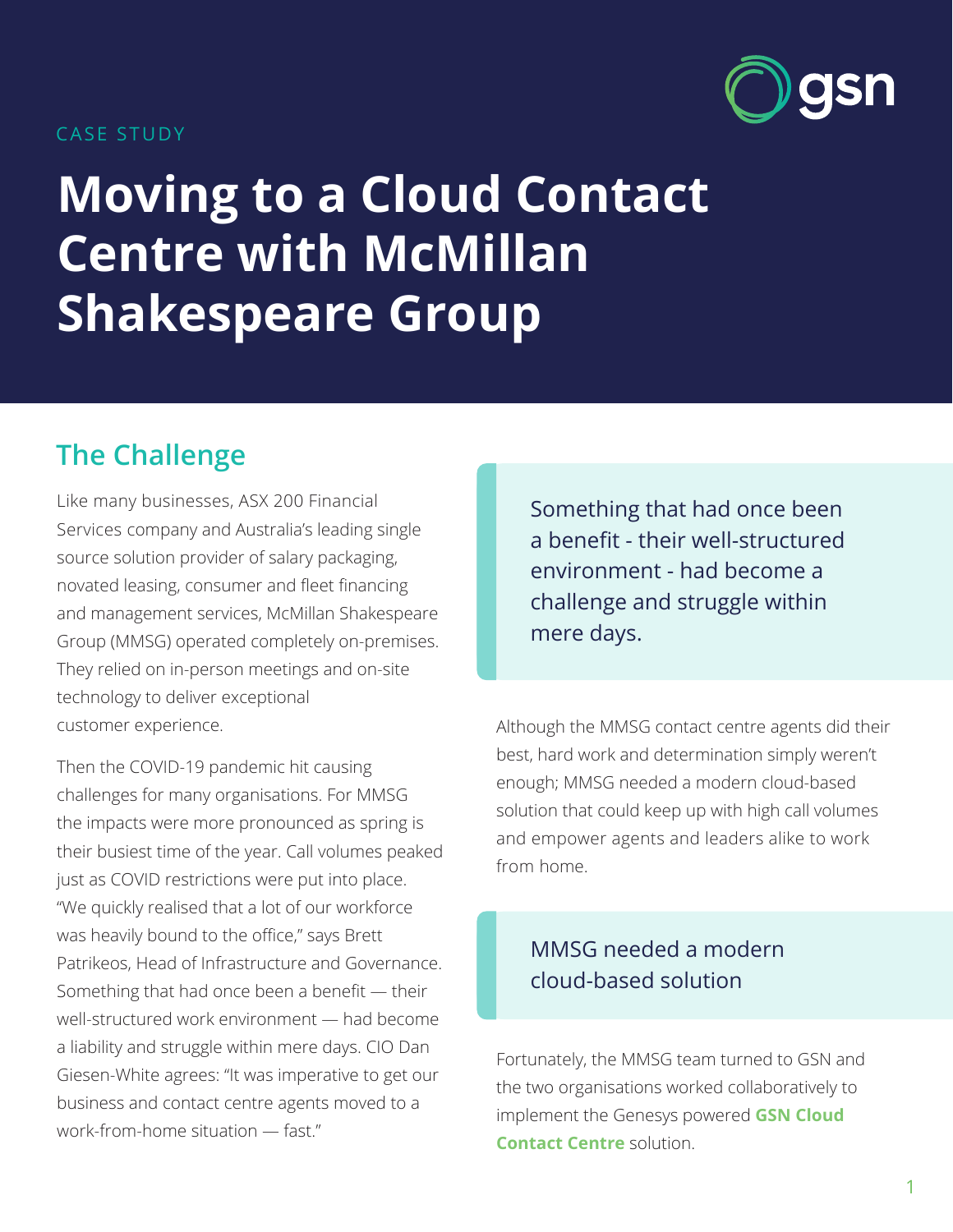CASE STUDY

# Moving to a Cloud Contact Centre with McMillan Shakespeare Group

## The Challenge

Like many businesses, ASX 200 Financial Services company and Australia's leading single source solution provider of salary packaging, novated leasing, consumer and fleet financing and management services, McMillan Shakespeare Group (MMSG) operated completely on-premises. They relied on in-person meetings and on-site technology to deliver exceptional customer experience.

Then the COVID-19 pandemic hit causing challenges for many organisations. For MMSG the impacts were more pronounced as spring is their busiest time of the year. Call volumes peaked just as COVID restrictions were put into place. "We quickly realised that a lot of our workforce was heavily bound to the office," says Brett Patrikeos, Head of Infrastructure and Governance. Something that had once been a benefit — their well-structured work environment — had become a liability and struggle within mere days. CIO Dan Giesen-White agrees: "It was imperative to get our business and contact centre agents moved to a work-from-home situation — fast."

> Something that had once been a benefit - their well-structured environment - had become a challenge and struggle within mere days.

Although the MMSG contact centre agents did their best, hard work and determination simply weren't enough; MMSG needed a modern cloud-based solution that could keep up with high call volumes and empower agents and leaders alike to work from home.

> MMSG needed a modern cloud-based solution

Fortunately, the MMSG team turned to GSN and the two organisations worked collaboratively to implement the Genesys powered **GSN Cloud Contact Centre** solution.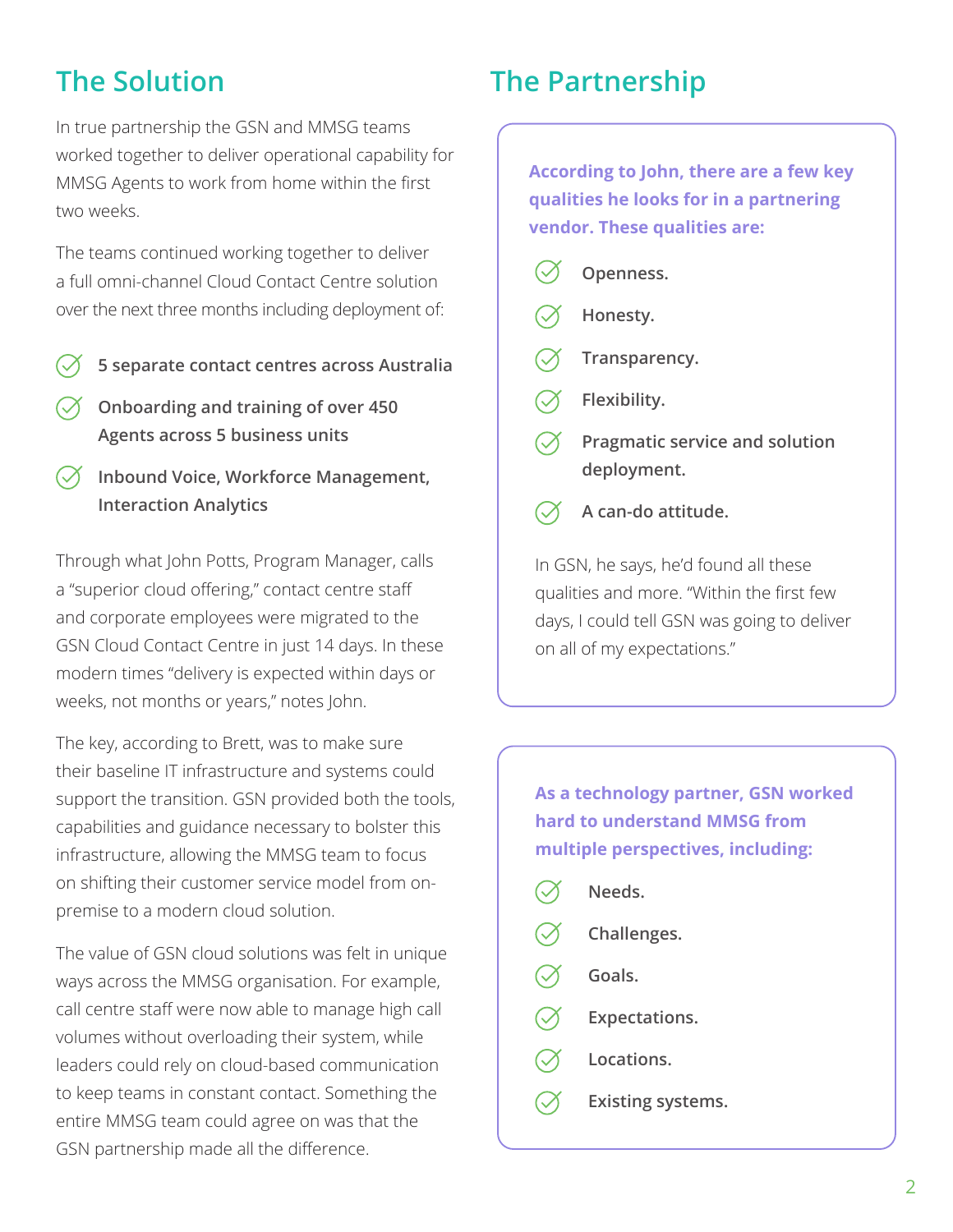## The Solution

In true partnership the GSN and MMSG teams worked together to deliver operational capability for MMSG Agents to work from home within the first two weeks.

The teams continued working together to deliver a full omni-channel Cloud Contact Centre solution over the next three months including deployment of:

- **5 separate contact centres across Australia**
- **Onboarding and training of over 450 Agents across 5 business units**
- **Inbound Voice, Workforce Management, Interaction Analytics**

Through what John Potts, Program Manager, calls a "superior cloud offering," contact centre staff and corporate employees were migrated to the GSN Cloud Contact Centre in just 14 days. In these modern times "delivery is expected within days or weeks, not months or years," notes John.

The key, according to Brett, was to make sure their baseline IT infrastructure and systems could support the transition. GSN provided both the tools, capabilities and guidance necessary to bolster this infrastructure, allowing the MMSG team to focus on shifting their customer service model from on-premise to a modern cloud solution.

The value of GSN cloud solutions was felt in unique ways across the MMSG organisation. For example, call centre staff were now able to manage high call volumes without overloading their system, while leaders could rely on cloud-based communication to keep teams in constant contact. Something the entire MMSG team could agree on was that the GSN partnership made all the difference.

## The Partnership

**According to John, there are a few key qualities he looks for in a partnering vendor. These qualities are:**

- **Openness.**
- **Honesty.**
- **Transparency.**
- **Flexibility.**
- **Pragmatic service and solution deployment.**
- **A can-do attitude.**

In GSN, he says, he'd found all these qualities and more. "Within the first few days, I could tell GSN was going to deliver on all of my expectations."

**As a technology partner, GSN worked hard to understand MMSG from multiple perspectives, including:**

- **Needs.**
- **Challenges.**
- **Goals.**
- **Expectations.**
- **Locations.**
- **Existing systems.**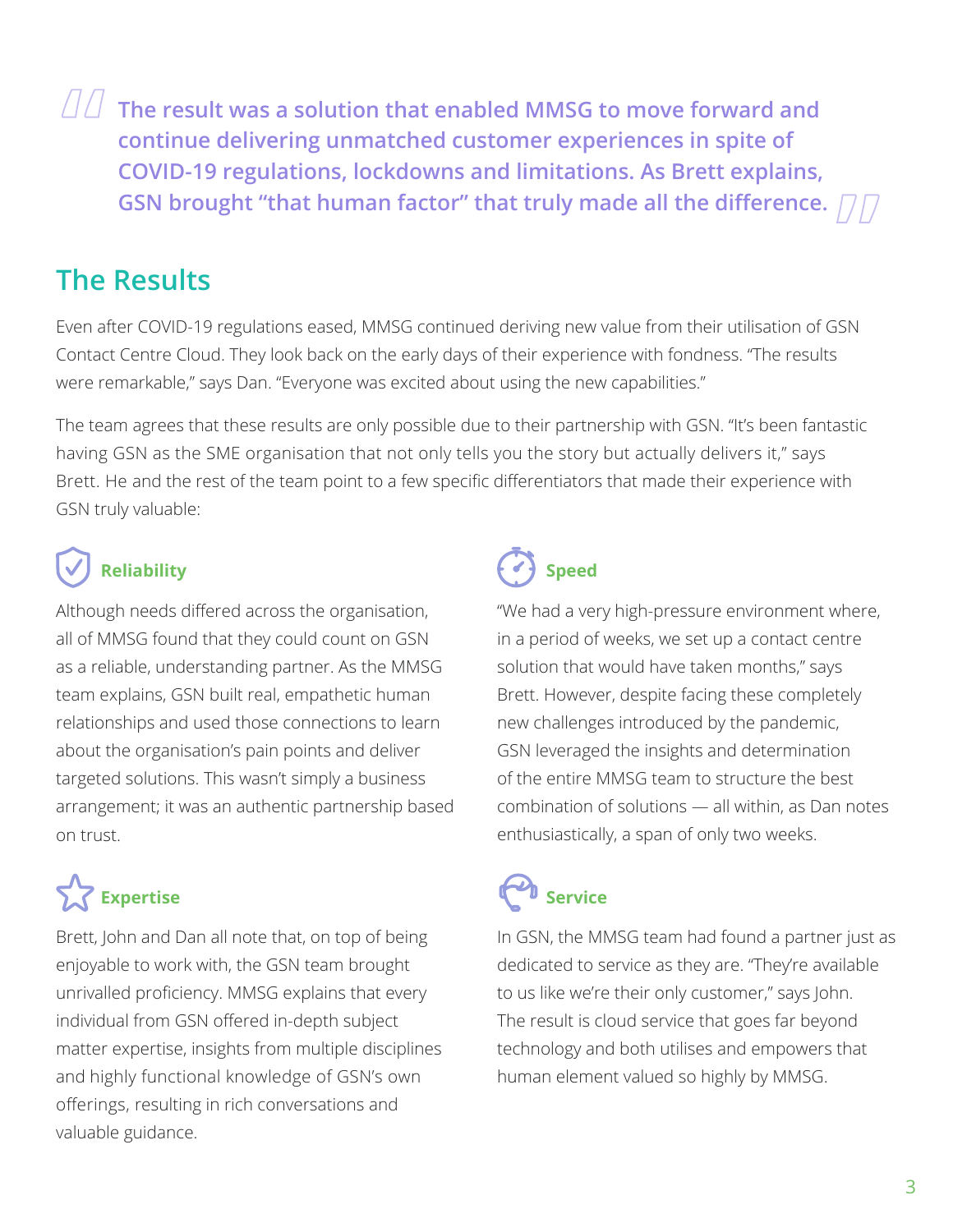> **The result was a solution that enabled MMSG to move forward and continue delivering unmatched customer experiences in spite of COVID-19 regulations, lockdowns and limitations. As Brett explains, GSN brought "that human factor" that truly made all the difference.**

## The Results

Even after COVID-19 regulations eased, MMSG continued deriving new value from their utilisation of GSN Contact Centre Cloud. They look back on the early days of their experience with fondness. "The results were remarkable," says Dan. "Everyone was excited about using the new capabilities."

The team agrees that these results are only possible due to their partnership with GSN. "It's been fantastic having GSN as the SME organisation that not only tells you the story but actually delivers it," says Brett. He and the rest of the team point to a few specific differentiators that made their experience with GSN truly valuable:

### Reliability

Although needs differed across the organisation, all of MMSG found that they could count on GSN as a reliable, understanding partner. As the MMSG team explains, GSN built real, empathetic human relationships and used those connections to learn about the organisation's pain points and deliver targeted solutions. This wasn't simply a business arrangement; it was an authentic partnership based on trust.

### Expertise

Brett, John and Dan all note that, on top of being enjoyable to work with, the GSN team brought unrivalled proficiency. MMSG explains that every individual from GSN offered in-depth subject matter expertise, insights from multiple disciplines and highly functional knowledge of GSN's own offerings, resulting in rich conversations and valuable guidance.

### Speed

"We had a very high-pressure environment where, in a period of weeks, we set up a contact centre solution that would have taken months," says Brett. However, despite facing these completely new challenges introduced by the pandemic, GSN leveraged the insights and determination of the entire MMSG team to structure the best combination of solutions — all within, as Dan notes enthusiastically, a span of only two weeks.

### Service

In GSN, the MMSG team had found a partner just as dedicated to service as they are. "They're available to us like we're their only customer," says John. The result is cloud service that goes far beyond technology and both utilises and empowers that human element valued so highly by MMSG.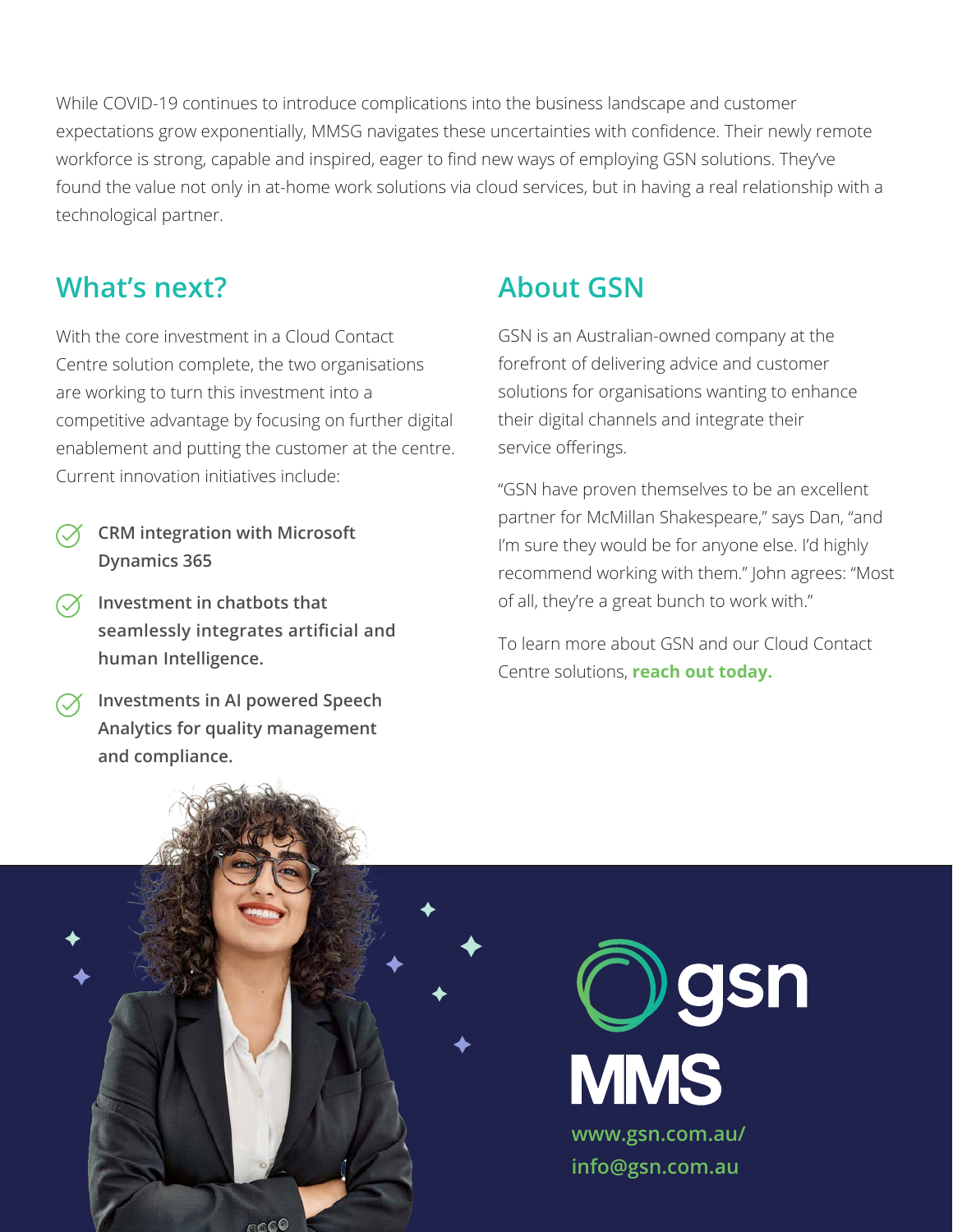While COVID-19 continues to introduce complications into the business landscape and customer expectations grow exponentially, MMSG navigates these uncertainties with confidence. Their newly remote workforce is strong, capable and inspired, eager to find new ways of employing GSN solutions. They've found the value not only in at-home work solutions via cloud services, but in having a real relationship with a technological partner.

## What's next?

With the core investment in a Cloud Contact Centre solution complete, the two organisations are working to turn this investment into a competitive advantage by focusing on further digital enablement and putting the customer at the centre. Current innovation initiatives include:

- **CRM integration with Microsoft Dynamics 365**
- **Investment in chatbots that seamlessly integrates artificial and human Intelligence.**
- **Investments in AI powered Speech Analytics for quality management and compliance.**

## About GSN

GSN is an Australian-owned company at the forefront of delivering advice and customer solutions for organisations wanting to enhance their digital channels and integrate their service offerings.

"GSN have proven themselves to be an excellent partner for McMillan Shakespeare," says Dan, "and I'm sure they would be for anyone else. I'd highly recommend working with them." John agrees: "Most of all, they're a great bunch to work with."

To learn more about GSN and our Cloud Contact Centre solutions, **reach out today.**

gsn

MMS

**www.gsn.com.au/**

**info@gsn.com.au**